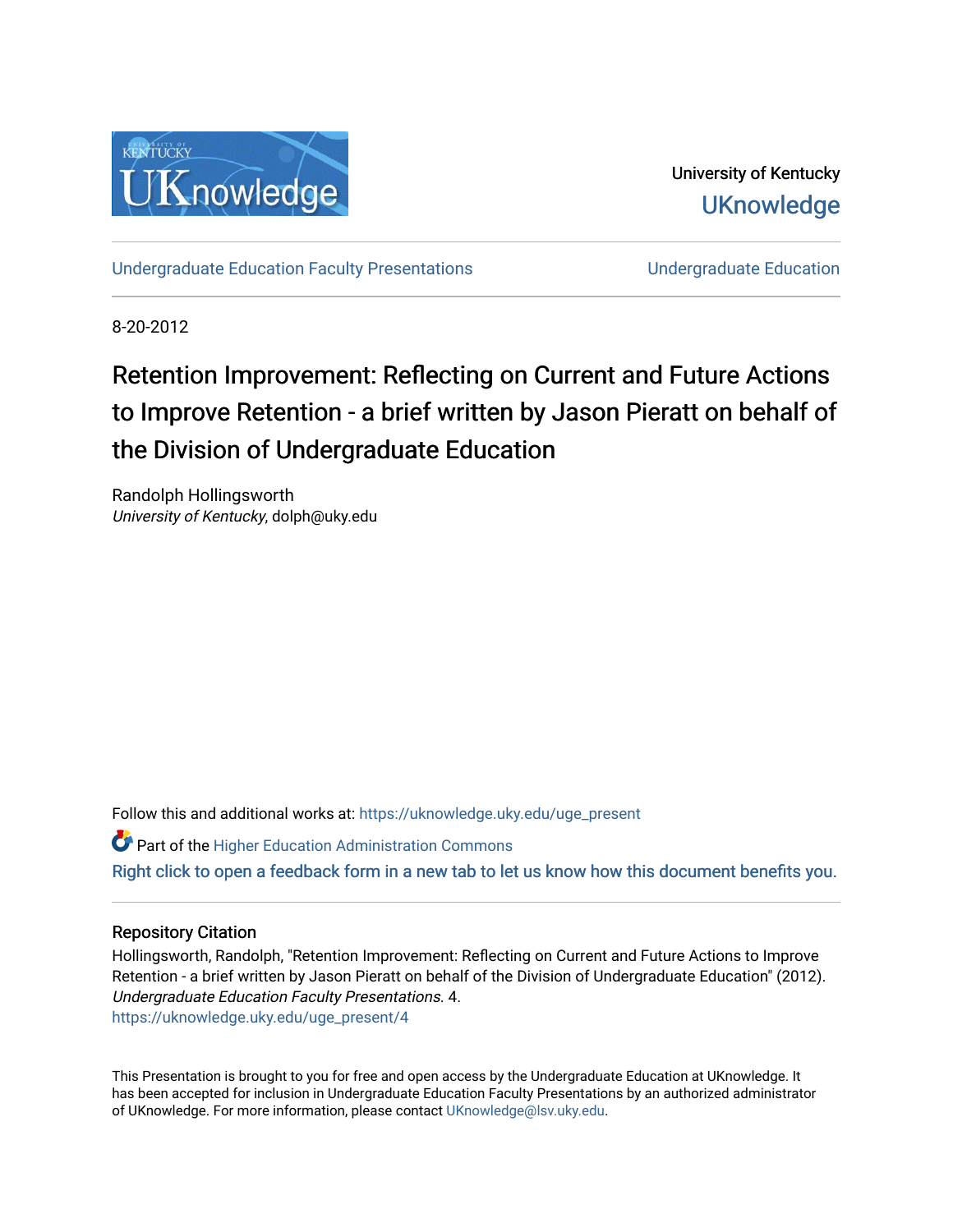University of Kentucky

UKnowledge

Undergraduate Education Faculty Presentations | Undergraduate Education

8-20-2012

# Retention Improvement: Reflecting on Current and Future Actions to Improve Retention - a brief written by Jason Pieratt on behalf of the Division of Undergraduate Education

Randolph Hollingsworth
*University of Kentucky*, dolph@uky.edu

Follow this and additional works at: https://uknowledge.uky.edu/uge_present

Part of the Higher Education Administration Commons

Right click to open a feedback form in a new tab to let us know how this document benefits you.

## Repository Citation

Hollingsworth, Randolph, "Retention Improvement: Reflecting on Current and Future Actions to Improve Retention - a brief written by Jason Pieratt on behalf of the Division of Undergraduate Education" (2012). *Undergraduate Education Faculty Presentations*. 4.
https://uknowledge.uky.edu/uge_present/4

This Presentation is brought to you for free and open access by the Undergraduate Education at UKnowledge. It has been accepted for inclusion in Undergraduate Education Faculty Presentations by an authorized administrator of UKnowledge. For more information, please contact UKnowledge@lsv.uky.edu.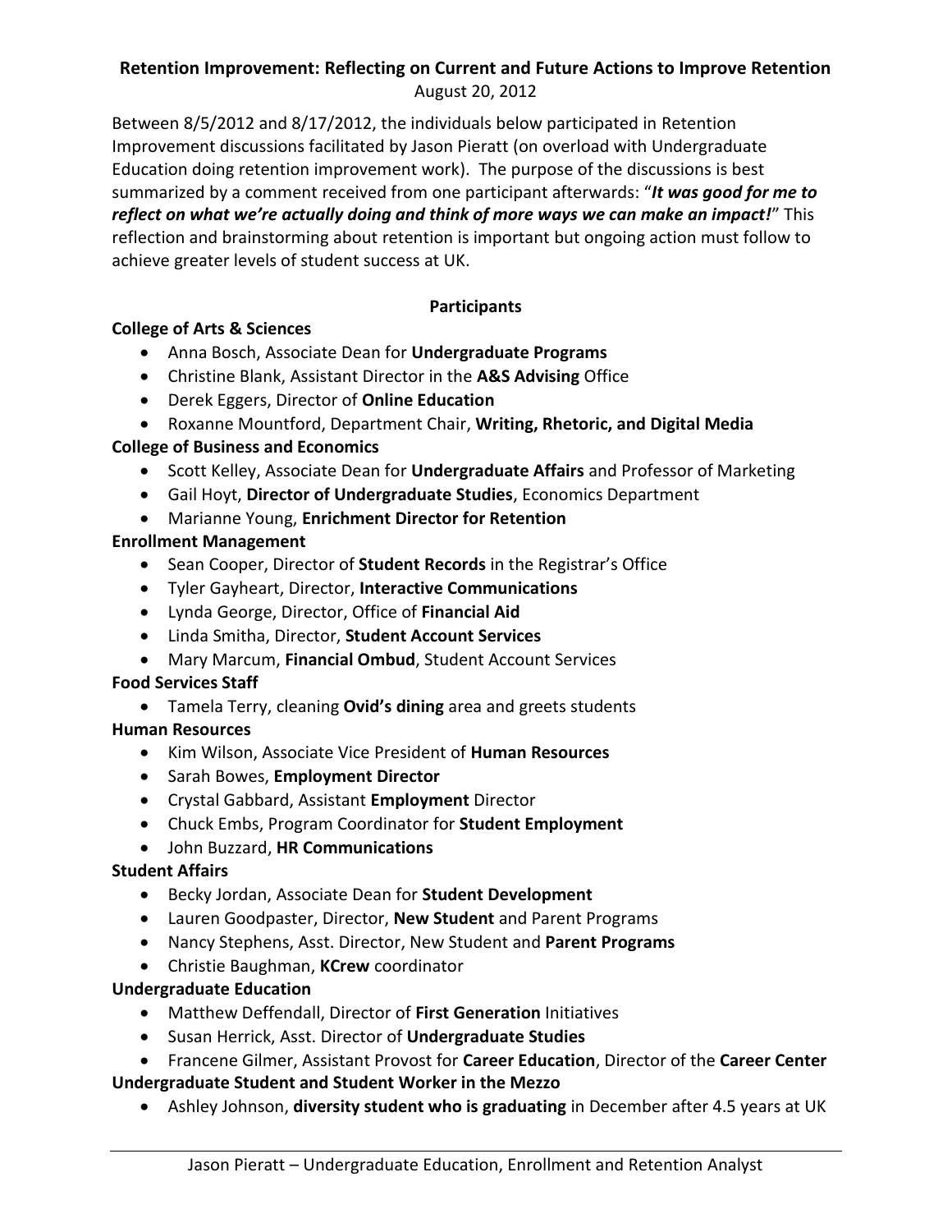**Retention Improvement: Reflecting on Current and Future Actions to Improve Retention**
August 20, 2012

Between 8/5/2012 and 8/17/2012, the individuals below participated in Retention Improvement discussions facilitated by Jason Pieratt (on overload with Undergraduate Education doing retention improvement work). The purpose of the discussions is best summarized by a comment received from one participant afterwards: "***It was good for me to reflect on what we're actually doing and think of more ways we can make an impact!***" This reflection and brainstorming about retention is important but ongoing action must follow to achieve greater levels of student success at UK.

**Participants**

**College of Arts & Sciences**

- Anna Bosch, Associate Dean for **Undergraduate Programs**
- Christine Blank, Assistant Director in the **A&S Advising** Office
- Derek Eggers, Director of **Online Education**
- Roxanne Mountford, Department Chair, **Writing, Rhetoric, and Digital Media**

**College of Business and Economics**

- Scott Kelley, Associate Dean for **Undergraduate Affairs** and Professor of Marketing
- Gail Hoyt, **Director of Undergraduate Studies**, Economics Department
- Marianne Young, **Enrichment Director for Retention**

**Enrollment Management**

- Sean Cooper, Director of **Student Records** in the Registrar's Office
- Tyler Gayheart, Director, **Interactive Communications**
- Lynda George, Director, Office of **Financial Aid**
- Linda Smitha, Director, **Student Account Services**
- Mary Marcum, **Financial Ombud**, Student Account Services

**Food Services Staff**

- Tamela Terry, cleaning **Ovid's dining** area and greets students

**Human Resources**

- Kim Wilson, Associate Vice President of **Human Resources**
- Sarah Bowes, **Employment Director**
- Crystal Gabbard, Assistant **Employment** Director
- Chuck Embs, Program Coordinator for **Student Employment**
- John Buzzard, **HR Communications**

**Student Affairs**

- Becky Jordan, Associate Dean for **Student Development**
- Lauren Goodpaster, Director, **New Student** and Parent Programs
- Nancy Stephens, Asst. Director, New Student and **Parent Programs**
- Christie Baughman, **KCrew** coordinator

**Undergraduate Education**

- Matthew Deffendall, Director of **First Generation** Initiatives
- Susan Herrick, Asst. Director of **Undergraduate Studies**
- Francene Gilmer, Assistant Provost for **Career Education**, Director of the **Career Center**

**Undergraduate Student and Student Worker in the Mezzo**

- Ashley Johnson, **diversity student who is graduating** in December after 4.5 years at UK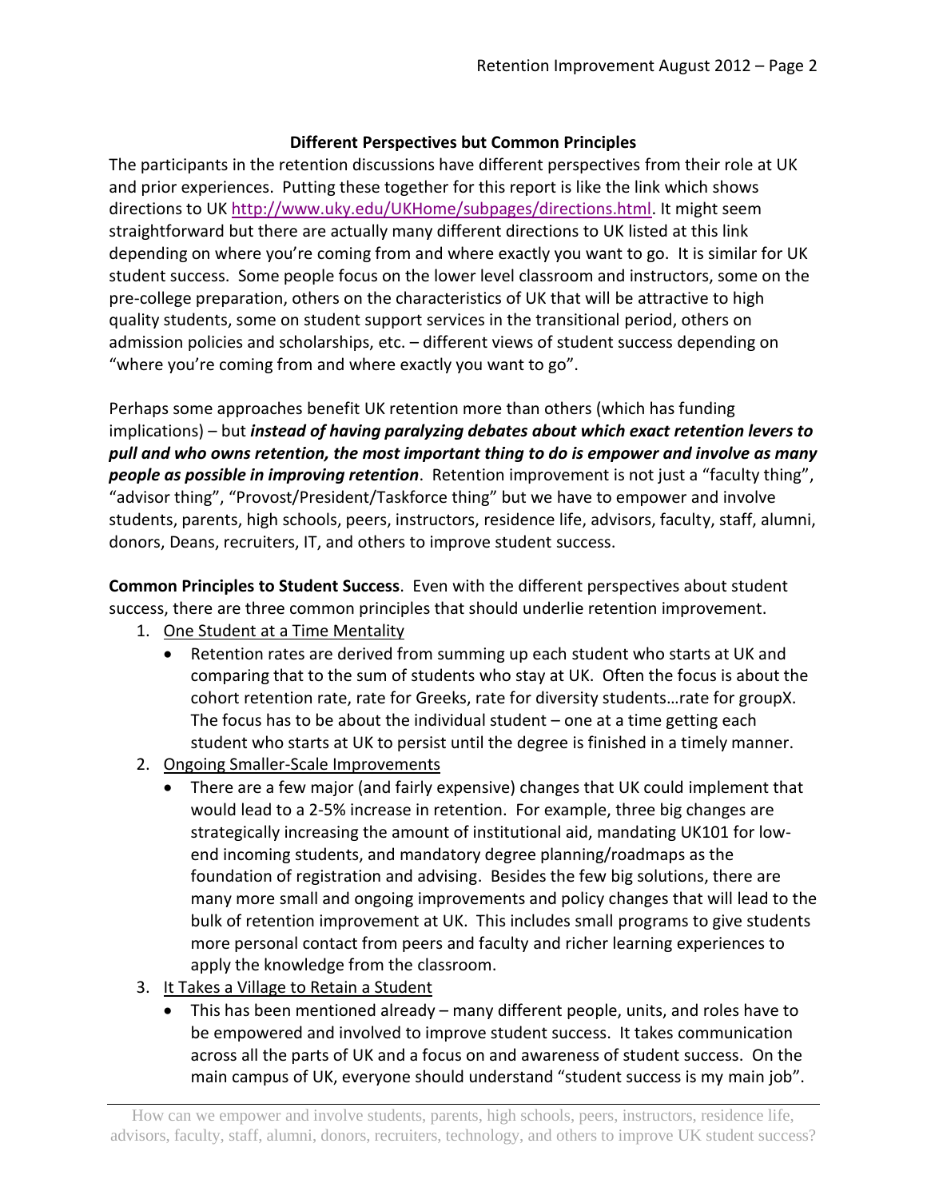## Different Perspectives but Common Principles

The participants in the retention discussions have different perspectives from their role at UK and prior experiences. Putting these together for this report is like the link which shows directions to UK http://www.uky.edu/UKHome/subpages/directions.html. It might seem straightforward but there are actually many different directions to UK listed at this link depending on where you're coming from and where exactly you want to go. It is similar for UK student success. Some people focus on the lower level classroom and instructors, some on the pre-college preparation, others on the characteristics of UK that will be attractive to high quality students, some on student support services in the transitional period, others on admission policies and scholarships, etc. – different views of student success depending on "where you're coming from and where exactly you want to go".

Perhaps some approaches benefit UK retention more than others (which has funding implications) – but ***instead of having paralyzing debates about which exact retention levers to pull and who owns retention, the most important thing to do is empower and involve as many people as possible in improving retention***. Retention improvement is not just a "faculty thing", "advisor thing", "Provost/President/Taskforce thing" but we have to empower and involve students, parents, high schools, peers, instructors, residence life, advisors, faculty, staff, alumni, donors, Deans, recruiters, IT, and others to improve student success.

**Common Principles to Student Success**. Even with the different perspectives about student success, there are three common principles that should underlie retention improvement.

1. <u>One Student at a Time Mentality</u>
   - Retention rates are derived from summing up each student who starts at UK and comparing that to the sum of students who stay at UK. Often the focus is about the cohort retention rate, rate for Greeks, rate for diversity students…rate for groupX. The focus has to be about the individual student – one at a time getting each student who starts at UK to persist until the degree is finished in a timely manner.
2. <u>Ongoing Smaller-Scale Improvements</u>
   - There are a few major (and fairly expensive) changes that UK could implement that would lead to a 2-5% increase in retention. For example, three big changes are strategically increasing the amount of institutional aid, mandating UK101 for low-end incoming students, and mandatory degree planning/roadmaps as the foundation of registration and advising. Besides the few big solutions, there are many more small and ongoing improvements and policy changes that will lead to the bulk of retention improvement at UK. This includes small programs to give students more personal contact from peers and faculty and richer learning experiences to apply the knowledge from the classroom.
3. <u>It Takes a Village to Retain a Student</u>
   - This has been mentioned already – many different people, units, and roles have to be empowered and involved to improve student success. It takes communication across all the parts of UK and a focus on and awareness of student success. On the main campus of UK, everyone should understand "student success is my main job".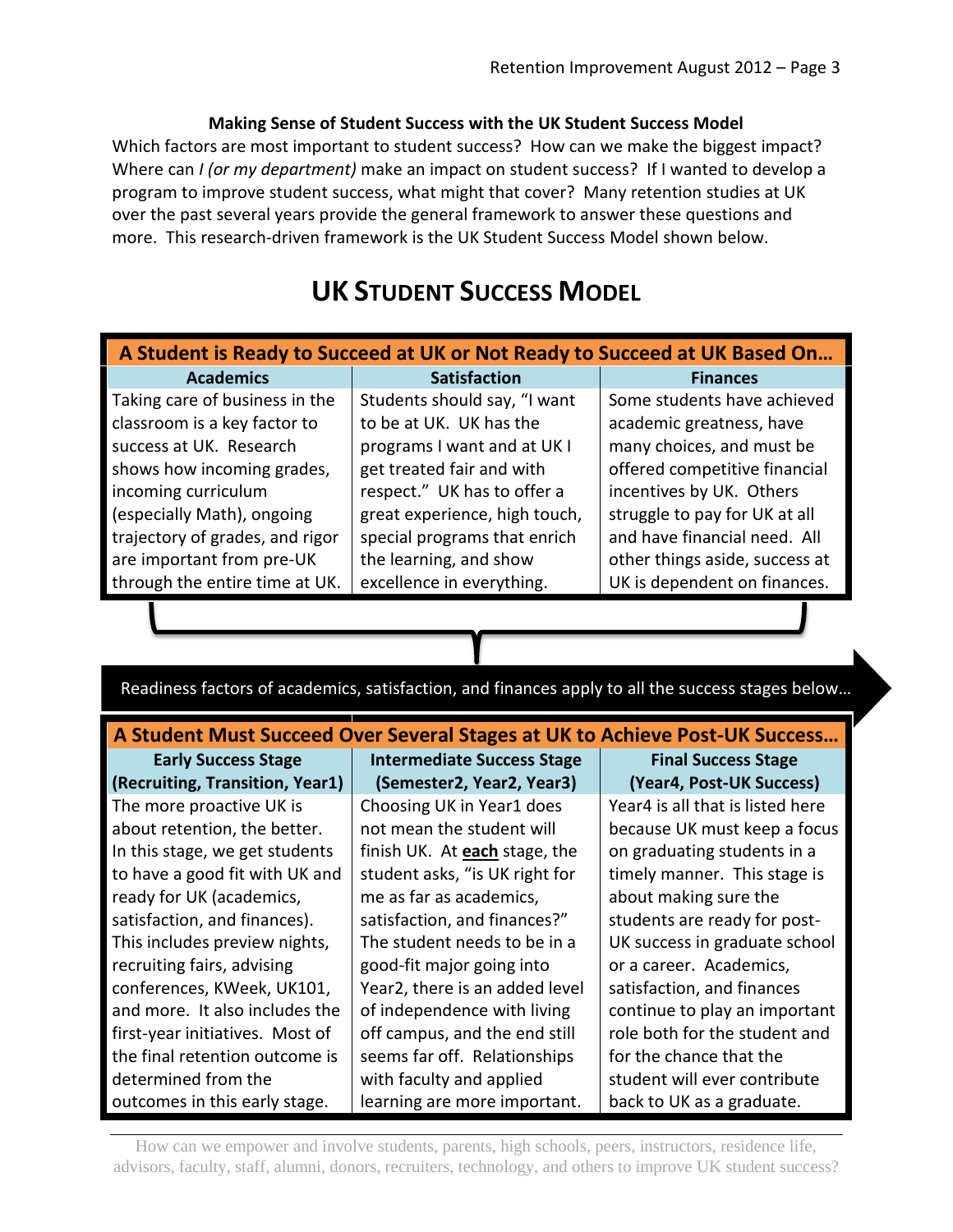**Making Sense of Student Success with the UK Student Success Model**

Which factors are most important to student success? How can we make the biggest impact? Where can *I (or my department)* make an impact on student success? If I wanted to develop a program to improve student success, what might that cover? Many retention studies at UK over the past several years provide the general framework to answer these questions and more. This research-driven framework is the UK Student Success Model shown below.

# UK STUDENT SUCCESS MODEL

| A Student is Ready to Succeed at UK or Not Ready to Succeed at UK Based On… | | |
|---|---|---|
| **Academics** | **Satisfaction** | **Finances** |
| Taking care of business in the classroom is a key factor to success at UK. Research shows how incoming grades, incoming curriculum (especially Math), ongoing trajectory of grades, and rigor are important from pre-UK through the entire time at UK. | Students should say, "I want to be at UK. UK has the programs I want and at UK I get treated fair and with respect." UK has to offer a great experience, high touch, special programs that enrich the learning, and show excellence in everything. | Some students have achieved academic greatness, have many choices, and must be offered competitive financial incentives by UK. Others struggle to pay for UK at all and have financial need. All other things aside, success at UK is dependent on finances. |

Readiness factors of academics, satisfaction, and finances apply to all the success stages below…

| A Student Must Succeed Over Several Stages at UK to Achieve Post-UK Success… | | |
|---|---|---|
| **Early Success Stage (Recruiting, Transition, Year1)** | **Intermediate Success Stage (Semester2, Year2, Year3)** | **Final Success Stage (Year4, Post-UK Success)** |
| The more proactive UK is about retention, the better. In this stage, we get students to have a good fit with UK and ready for UK (academics, satisfaction, and finances). This includes preview nights, recruiting fairs, advising conferences, KWeek, UK101, and more. It also includes the first-year initiatives. Most of the final retention outcome is determined from the outcomes in this early stage. | Choosing UK in Year1 does not mean the student will finish UK. At **each** stage, the student asks, "is UK right for me as far as academics, satisfaction, and finances?" The student needs to be in a good-fit major going into Year2, there is an added level of independence with living off campus, and the end still seems far off. Relationships with faculty and applied learning are more important. | Year4 is all that is listed here because UK must keep a focus on graduating students in a timely manner. This stage is about making sure the students are ready for post-UK success in graduate school or a career. Academics, satisfaction, and finances continue to play an important role both for the student and for the chance that the student will ever contribute back to UK as a graduate. |

How can we empower and involve students, parents, high schools, peers, instructors, residence life, advisors, faculty, staff, alumni, donors, recruiters, technology, and others to improve UK student success?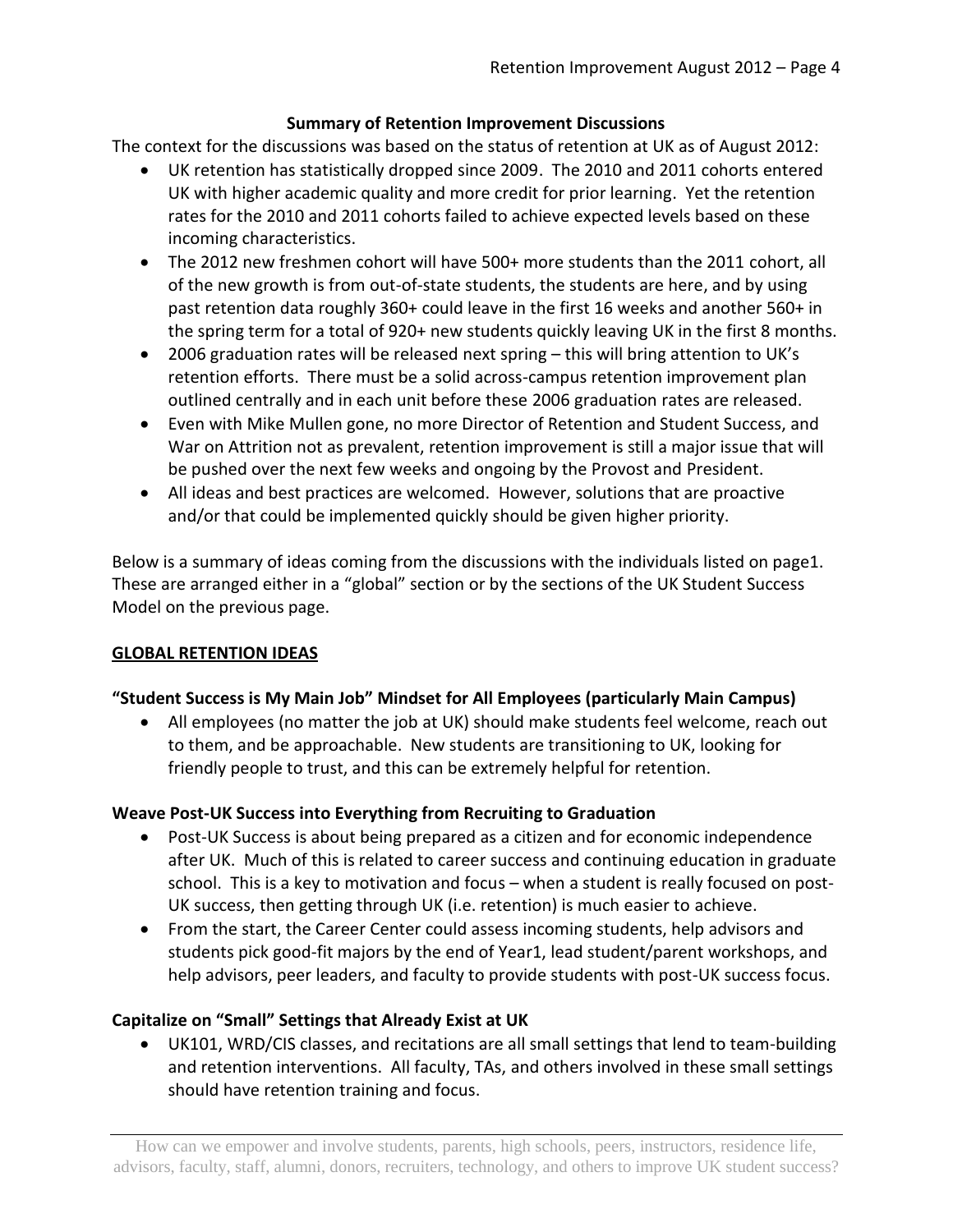## Summary of Retention Improvement Discussions

The context for the discussions was based on the status of retention at UK as of August 2012:

- UK retention has statistically dropped since 2009. The 2010 and 2011 cohorts entered UK with higher academic quality and more credit for prior learning. Yet the retention rates for the 2010 and 2011 cohorts failed to achieve expected levels based on these incoming characteristics.
- The 2012 new freshmen cohort will have 500+ more students than the 2011 cohort, all of the new growth is from out-of-state students, the students are here, and by using past retention data roughly 360+ could leave in the first 16 weeks and another 560+ in the spring term for a total of 920+ new students quickly leaving UK in the first 8 months.
- 2006 graduation rates will be released next spring – this will bring attention to UK's retention efforts. There must be a solid across-campus retention improvement plan outlined centrally and in each unit before these 2006 graduation rates are released.
- Even with Mike Mullen gone, no more Director of Retention and Student Success, and War on Attrition not as prevalent, retention improvement is still a major issue that will be pushed over the next few weeks and ongoing by the Provost and President.
- All ideas and best practices are welcomed. However, solutions that are proactive and/or that could be implemented quickly should be given higher priority.

Below is a summary of ideas coming from the discussions with the individuals listed on page1. These are arranged either in a "global" section or by the sections of the UK Student Success Model on the previous page.

## GLOBAL RETENTION IDEAS

### "Student Success is My Main Job" Mindset for All Employees (particularly Main Campus)

- All employees (no matter the job at UK) should make students feel welcome, reach out to them, and be approachable. New students are transitioning to UK, looking for friendly people to trust, and this can be extremely helpful for retention.

### Weave Post-UK Success into Everything from Recruiting to Graduation

- Post-UK Success is about being prepared as a citizen and for economic independence after UK. Much of this is related to career success and continuing education in graduate school. This is a key to motivation and focus – when a student is really focused on post-UK success, then getting through UK (i.e. retention) is much easier to achieve.
- From the start, the Career Center could assess incoming students, help advisors and students pick good-fit majors by the end of Year1, lead student/parent workshops, and help advisors, peer leaders, and faculty to provide students with post-UK success focus.

### Capitalize on "Small" Settings that Already Exist at UK

- UK101, WRD/CIS classes, and recitations are all small settings that lend to team-building and retention interventions. All faculty, TAs, and others involved in these small settings should have retention training and focus.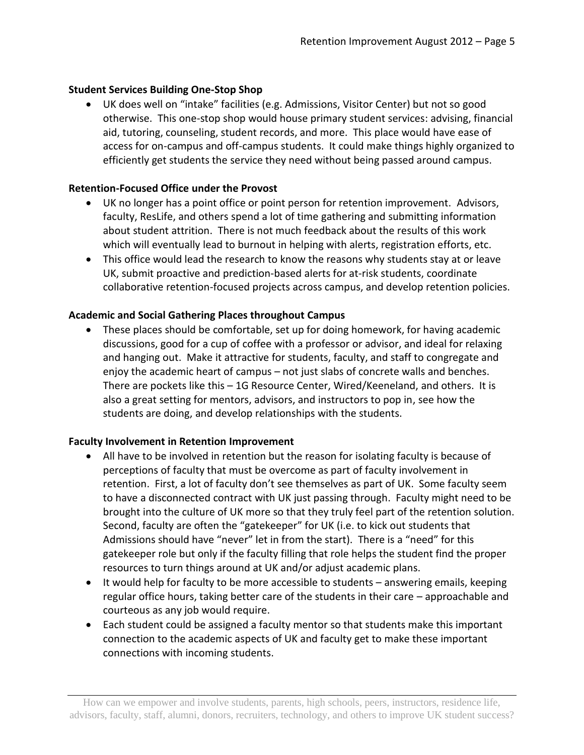**Student Services Building One-Stop Shop**

- UK does well on "intake" facilities (e.g. Admissions, Visitor Center) but not so good otherwise. This one-stop shop would house primary student services: advising, financial aid, tutoring, counseling, student records, and more. This place would have ease of access for on-campus and off-campus students. It could make things highly organized to efficiently get students the service they need without being passed around campus.

**Retention-Focused Office under the Provost**

- UK no longer has a point office or point person for retention improvement. Advisors, faculty, ResLife, and others spend a lot of time gathering and submitting information about student attrition. There is not much feedback about the results of this work which will eventually lead to burnout in helping with alerts, registration efforts, etc.
- This office would lead the research to know the reasons why students stay at or leave UK, submit proactive and prediction-based alerts for at-risk students, coordinate collaborative retention-focused projects across campus, and develop retention policies.

**Academic and Social Gathering Places throughout Campus**

- These places should be comfortable, set up for doing homework, for having academic discussions, good for a cup of coffee with a professor or advisor, and ideal for relaxing and hanging out. Make it attractive for students, faculty, and staff to congregate and enjoy the academic heart of campus – not just slabs of concrete walls and benches. There are pockets like this – 1G Resource Center, Wired/Keeneland, and others. It is also a great setting for mentors, advisors, and instructors to pop in, see how the students are doing, and develop relationships with the students.

**Faculty Involvement in Retention Improvement**

- All have to be involved in retention but the reason for isolating faculty is because of perceptions of faculty that must be overcome as part of faculty involvement in retention. First, a lot of faculty don't see themselves as part of UK. Some faculty seem to have a disconnected contract with UK just passing through. Faculty might need to be brought into the culture of UK more so that they truly feel part of the retention solution. Second, faculty are often the "gatekeeper" for UK (i.e. to kick out students that Admissions should have "never" let in from the start). There is a "need" for this gatekeeper role but only if the faculty filling that role helps the student find the proper resources to turn things around at UK and/or adjust academic plans.
- It would help for faculty to be more accessible to students – answering emails, keeping regular office hours, taking better care of the students in their care – approachable and courteous as any job would require.
- Each student could be assigned a faculty mentor so that students make this important connection to the academic aspects of UK and faculty get to make these important connections with incoming students.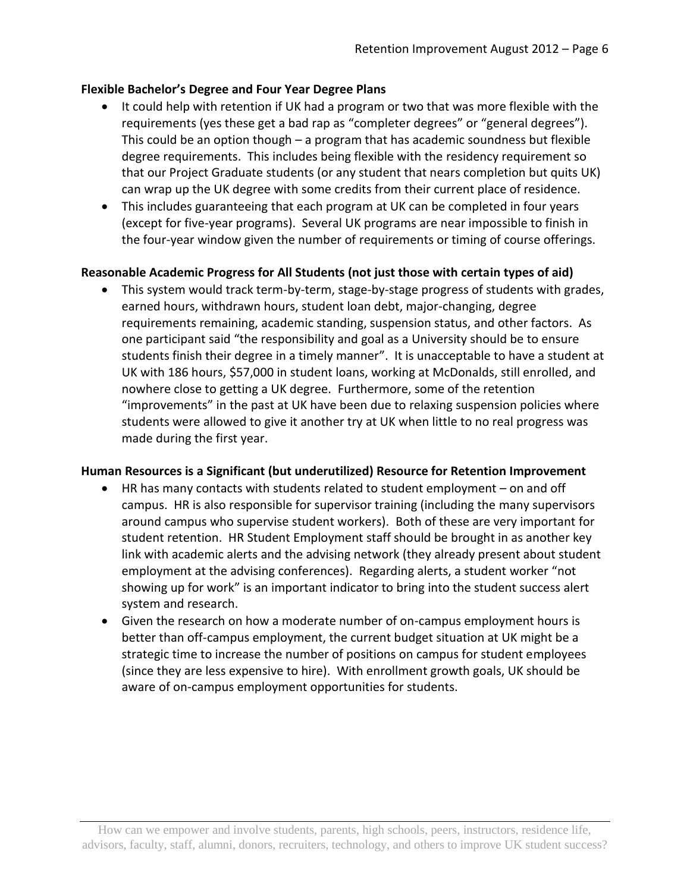**Flexible Bachelor's Degree and Four Year Degree Plans**

- It could help with retention if UK had a program or two that was more flexible with the requirements (yes these get a bad rap as "completer degrees" or "general degrees"). This could be an option though – a program that has academic soundness but flexible degree requirements. This includes being flexible with the residency requirement so that our Project Graduate students (or any student that nears completion but quits UK) can wrap up the UK degree with some credits from their current place of residence.
- This includes guaranteeing that each program at UK can be completed in four years (except for five-year programs). Several UK programs are near impossible to finish in the four-year window given the number of requirements or timing of course offerings.

**Reasonable Academic Progress for All Students (not just those with certain types of aid)**

- This system would track term-by-term, stage-by-stage progress of students with grades, earned hours, withdrawn hours, student loan debt, major-changing, degree requirements remaining, academic standing, suspension status, and other factors. As one participant said "the responsibility and goal as a University should be to ensure students finish their degree in a timely manner". It is unacceptable to have a student at UK with 186 hours, $57,000 in student loans, working at McDonalds, still enrolled, and nowhere close to getting a UK degree. Furthermore, some of the retention "improvements" in the past at UK have been due to relaxing suspension policies where students were allowed to give it another try at UK when little to no real progress was made during the first year.

**Human Resources is a Significant (but underutilized) Resource for Retention Improvement**

- HR has many contacts with students related to student employment – on and off campus. HR is also responsible for supervisor training (including the many supervisors around campus who supervise student workers). Both of these are very important for student retention. HR Student Employment staff should be brought in as another key link with academic alerts and the advising network (they already present about student employment at the advising conferences). Regarding alerts, a student worker "not showing up for work" is an important indicator to bring into the student success alert system and research.
- Given the research on how a moderate number of on-campus employment hours is better than off-campus employment, the current budget situation at UK might be a strategic time to increase the number of positions on campus for student employees (since they are less expensive to hire). With enrollment growth goals, UK should be aware of on-campus employment opportunities for students.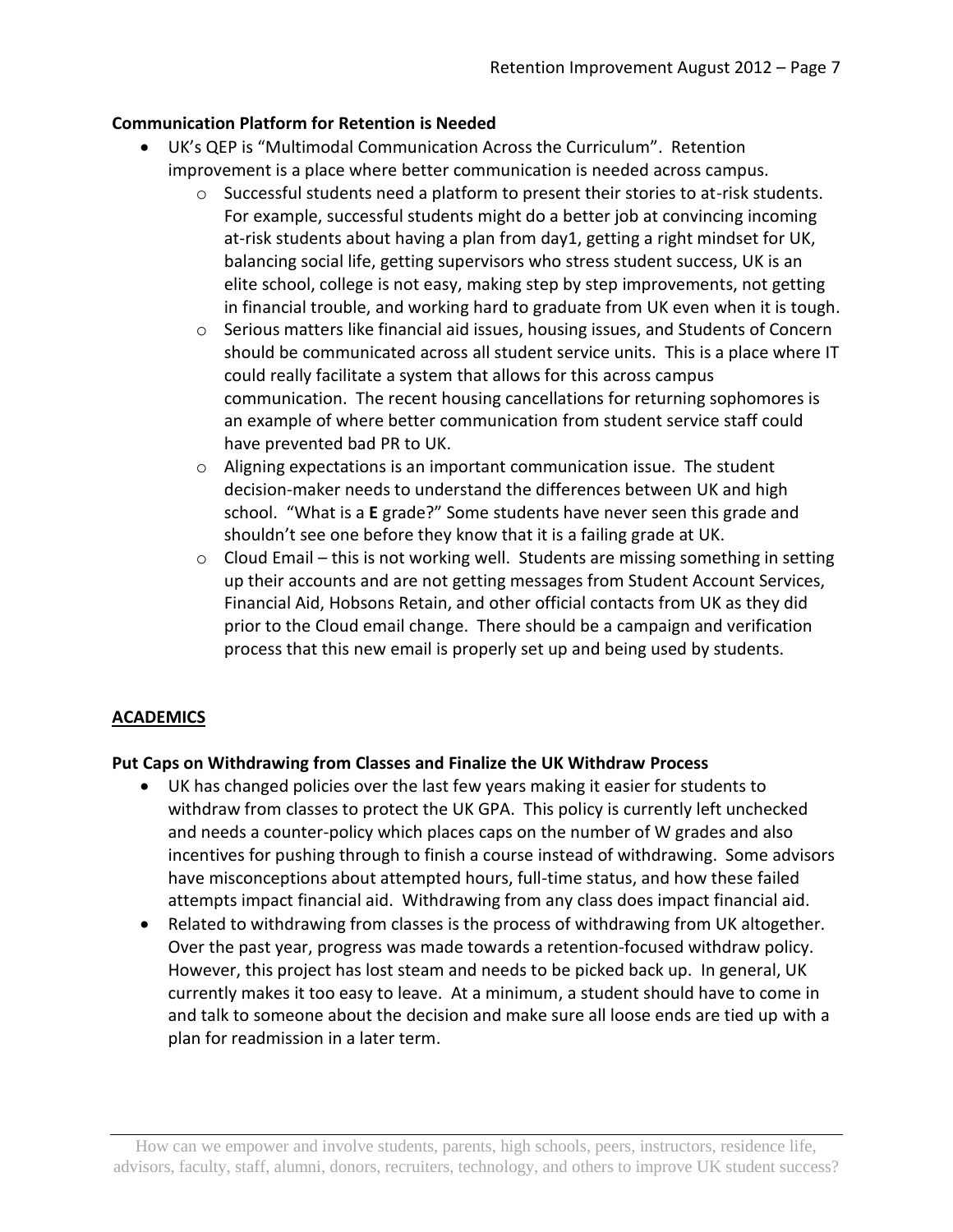**Communication Platform for Retention is Needed**

- UK's QEP is "Multimodal Communication Across the Curriculum". Retention improvement is a place where better communication is needed across campus.
    - Successful students need a platform to present their stories to at-risk students. For example, successful students might do a better job at convincing incoming at-risk students about having a plan from day1, getting a right mindset for UK, balancing social life, getting supervisors who stress student success, UK is an elite school, college is not easy, making step by step improvements, not getting in financial trouble, and working hard to graduate from UK even when it is tough.
    - Serious matters like financial aid issues, housing issues, and Students of Concern should be communicated across all student service units. This is a place where IT could really facilitate a system that allows for this across campus communication. The recent housing cancellations for returning sophomores is an example of where better communication from student service staff could have prevented bad PR to UK.
    - Aligning expectations is an important communication issue. The student decision-maker needs to understand the differences between UK and high school. "What is a **E** grade?" Some students have never seen this grade and shouldn't see one before they know that it is a failing grade at UK.
    - Cloud Email – this is not working well. Students are missing something in setting up their accounts and are not getting messages from Student Account Services, Financial Aid, Hobsons Retain, and other official contacts from UK as they did prior to the Cloud email change. There should be a campaign and verification process that this new email is properly set up and being used by students.

## ACADEMICS

**Put Caps on Withdrawing from Classes and Finalize the UK Withdraw Process**

- UK has changed policies over the last few years making it easier for students to withdraw from classes to protect the UK GPA. This policy is currently left unchecked and needs a counter-policy which places caps on the number of W grades and also incentives for pushing through to finish a course instead of withdrawing. Some advisors have misconceptions about attempted hours, full-time status, and how these failed attempts impact financial aid. Withdrawing from any class does impact financial aid.
- Related to withdrawing from classes is the process of withdrawing from UK altogether. Over the past year, progress was made towards a retention-focused withdraw policy. However, this project has lost steam and needs to be picked back up. In general, UK currently makes it too easy to leave. At a minimum, a student should have to come in and talk to someone about the decision and make sure all loose ends are tied up with a plan for readmission in a later term.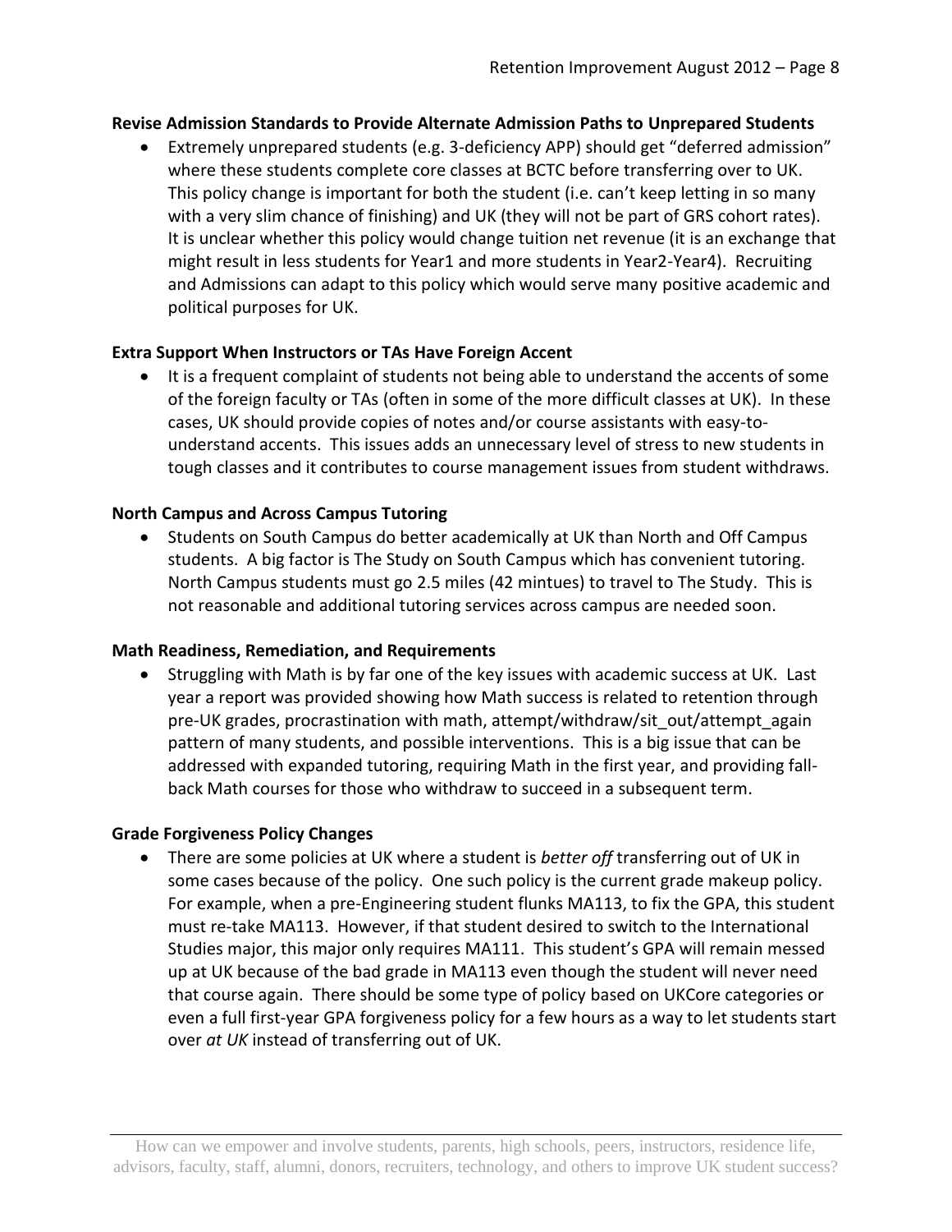**Revise Admission Standards to Provide Alternate Admission Paths to Unprepared Students**

- Extremely unprepared students (e.g. 3-deficiency APP) should get "deferred admission" where these students complete core classes at BCTC before transferring over to UK. This policy change is important for both the student (i.e. can't keep letting in so many with a very slim chance of finishing) and UK (they will not be part of GRS cohort rates). It is unclear whether this policy would change tuition net revenue (it is an exchange that might result in less students for Year1 and more students in Year2-Year4). Recruiting and Admissions can adapt to this policy which would serve many positive academic and political purposes for UK.

**Extra Support When Instructors or TAs Have Foreign Accent**

- It is a frequent complaint of students not being able to understand the accents of some of the foreign faculty or TAs (often in some of the more difficult classes at UK). In these cases, UK should provide copies of notes and/or course assistants with easy-to-understand accents. This issues adds an unnecessary level of stress to new students in tough classes and it contributes to course management issues from student withdraws.

**North Campus and Across Campus Tutoring**

- Students on South Campus do better academically at UK than North and Off Campus students. A big factor is The Study on South Campus which has convenient tutoring. North Campus students must go 2.5 miles (42 mintues) to travel to The Study. This is not reasonable and additional tutoring services across campus are needed soon.

**Math Readiness, Remediation, and Requirements**

- Struggling with Math is by far one of the key issues with academic success at UK. Last year a report was provided showing how Math success is related to retention through pre-UK grades, procrastination with math, attempt/withdraw/sit_out/attempt_again pattern of many students, and possible interventions. This is a big issue that can be addressed with expanded tutoring, requiring Math in the first year, and providing fall-back Math courses for those who withdraw to succeed in a subsequent term.

**Grade Forgiveness Policy Changes**

- There are some policies at UK where a student is *better off* transferring out of UK in some cases because of the policy. One such policy is the current grade makeup policy. For example, when a pre-Engineering student flunks MA113, to fix the GPA, this student must re-take MA113. However, if that student desired to switch to the International Studies major, this major only requires MA111. This student's GPA will remain messed up at UK because of the bad grade in MA113 even though the student will never need that course again. There should be some type of policy based on UKCore categories or even a full first-year GPA forgiveness policy for a few hours as a way to let students start over *at UK* instead of transferring out of UK.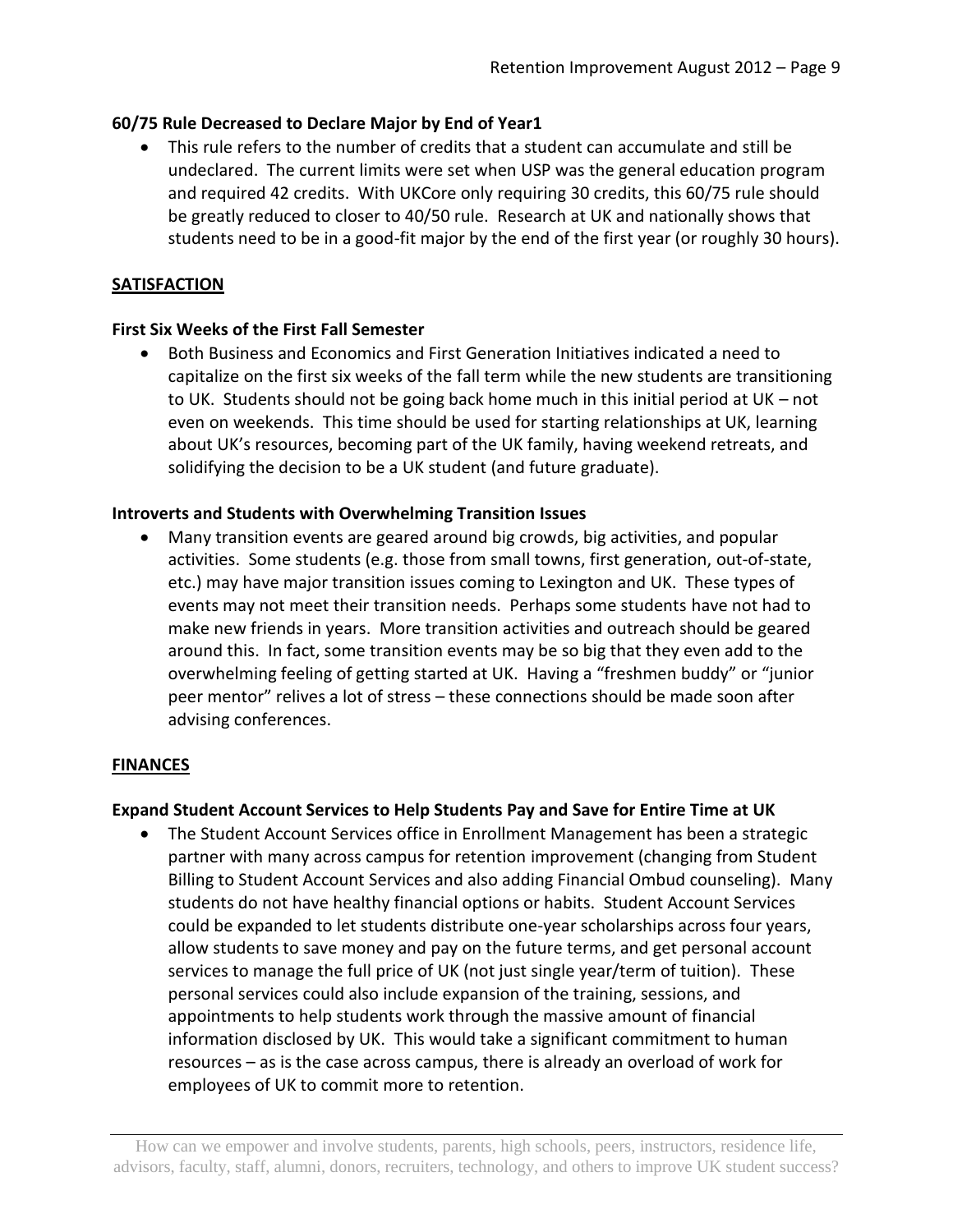### 60/75 Rule Decreased to Declare Major by End of Year1

- This rule refers to the number of credits that a student can accumulate and still be undeclared. The current limits were set when USP was the general education program and required 42 credits. With UKCore only requiring 30 credits, this 60/75 rule should be greatly reduced to closer to 40/50 rule. Research at UK and nationally shows that students need to be in a good-fit major by the end of the first year (or roughly 30 hours).

## SATISFACTION

### First Six Weeks of the First Fall Semester

- Both Business and Economics and First Generation Initiatives indicated a need to capitalize on the first six weeks of the fall term while the new students are transitioning to UK. Students should not be going back home much in this initial period at UK – not even on weekends. This time should be used for starting relationships at UK, learning about UK's resources, becoming part of the UK family, having weekend retreats, and solidifying the decision to be a UK student (and future graduate).

### Introverts and Students with Overwhelming Transition Issues

- Many transition events are geared around big crowds, big activities, and popular activities. Some students (e.g. those from small towns, first generation, out-of-state, etc.) may have major transition issues coming to Lexington and UK. These types of events may not meet their transition needs. Perhaps some students have not had to make new friends in years. More transition activities and outreach should be geared around this. In fact, some transition events may be so big that they even add to the overwhelming feeling of getting started at UK. Having a "freshmen buddy" or "junior peer mentor" relives a lot of stress – these connections should be made soon after advising conferences.

## FINANCES

### Expand Student Account Services to Help Students Pay and Save for Entire Time at UK

- The Student Account Services office in Enrollment Management has been a strategic partner with many across campus for retention improvement (changing from Student Billing to Student Account Services and also adding Financial Ombud counseling). Many students do not have healthy financial options or habits. Student Account Services could be expanded to let students distribute one-year scholarships across four years, allow students to save money and pay on the future terms, and get personal account services to manage the full price of UK (not just single year/term of tuition). These personal services could also include expansion of the training, sessions, and appointments to help students work through the massive amount of financial information disclosed by UK. This would take a significant commitment to human resources – as is the case across campus, there is already an overload of work for employees of UK to commit more to retention.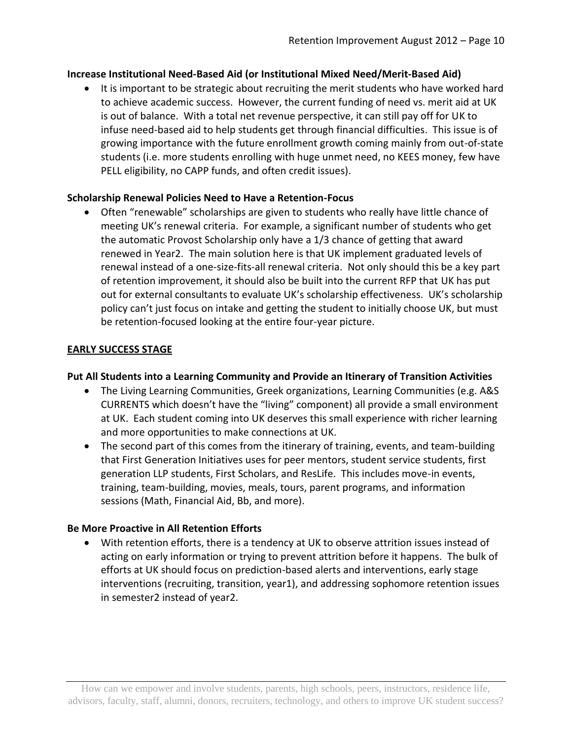**Increase Institutional Need-Based Aid (or Institutional Mixed Need/Merit-Based Aid)**

- It is important to be strategic about recruiting the merit students who have worked hard to achieve academic success. However, the current funding of need vs. merit aid at UK is out of balance. With a total net revenue perspective, it can still pay off for UK to infuse need-based aid to help students get through financial difficulties. This issue is of growing importance with the future enrollment growth coming mainly from out-of-state students (i.e. more students enrolling with huge unmet need, no KEES money, few have PELL eligibility, no CAPP funds, and often credit issues).

**Scholarship Renewal Policies Need to Have a Retention-Focus**

- Often "renewable" scholarships are given to students who really have little chance of meeting UK's renewal criteria. For example, a significant number of students who get the automatic Provost Scholarship only have a 1/3 chance of getting that award renewed in Year2. The main solution here is that UK implement graduated levels of renewal instead of a one-size-fits-all renewal criteria. Not only should this be a key part of retention improvement, it should also be built into the current RFP that UK has put out for external consultants to evaluate UK's scholarship effectiveness. UK's scholarship policy can't just focus on intake and getting the student to initially choose UK, but must be retention-focused looking at the entire four-year picture.

## EARLY SUCCESS STAGE

**Put All Students into a Learning Community and Provide an Itinerary of Transition Activities**

- The Living Learning Communities, Greek organizations, Learning Communities (e.g. A&S CURRENTS which doesn't have the "living" component) all provide a small environment at UK. Each student coming into UK deserves this small experience with richer learning and more opportunities to make connections at UK.
- The second part of this comes from the itinerary of training, events, and team-building that First Generation Initiatives uses for peer mentors, student service students, first generation LLP students, First Scholars, and ResLife. This includes move-in events, training, team-building, movies, meals, tours, parent programs, and information sessions (Math, Financial Aid, Bb, and more).

**Be More Proactive in All Retention Efforts**

- With retention efforts, there is a tendency at UK to observe attrition issues instead of acting on early information or trying to prevent attrition before it happens. The bulk of efforts at UK should focus on prediction-based alerts and interventions, early stage interventions (recruiting, transition, year1), and addressing sophomore retention issues in semester2 instead of year2.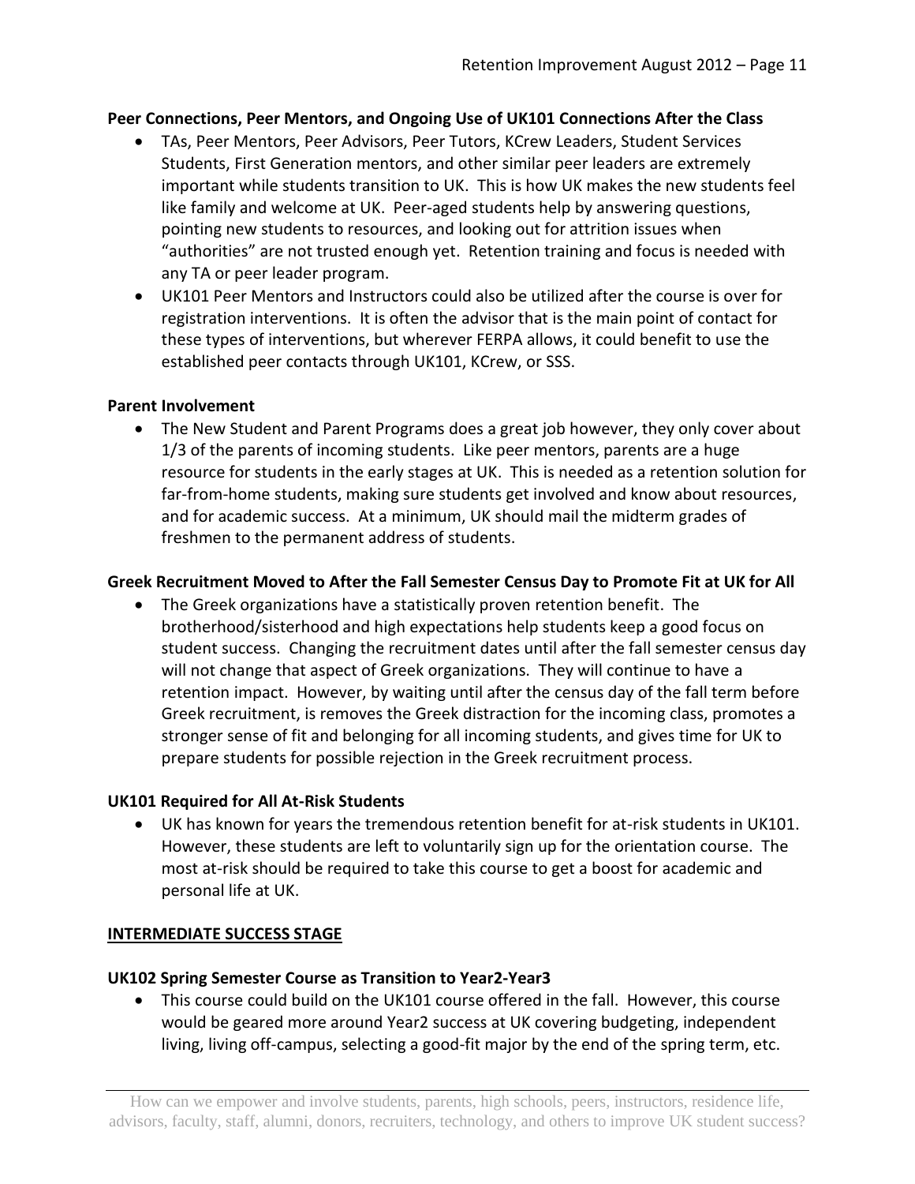**Peer Connections, Peer Mentors, and Ongoing Use of UK101 Connections After the Class**

- TAs, Peer Mentors, Peer Advisors, Peer Tutors, KCrew Leaders, Student Services Students, First Generation mentors, and other similar peer leaders are extremely important while students transition to UK. This is how UK makes the new students feel like family and welcome at UK. Peer-aged students help by answering questions, pointing new students to resources, and looking out for attrition issues when "authorities" are not trusted enough yet. Retention training and focus is needed with any TA or peer leader program.
- UK101 Peer Mentors and Instructors could also be utilized after the course is over for registration interventions. It is often the advisor that is the main point of contact for these types of interventions, but wherever FERPA allows, it could benefit to use the established peer contacts through UK101, KCrew, or SSS.

**Parent Involvement**

- The New Student and Parent Programs does a great job however, they only cover about 1/3 of the parents of incoming students. Like peer mentors, parents are a huge resource for students in the early stages at UK. This is needed as a retention solution for far-from-home students, making sure students get involved and know about resources, and for academic success. At a minimum, UK should mail the midterm grades of freshmen to the permanent address of students.

**Greek Recruitment Moved to After the Fall Semester Census Day to Promote Fit at UK for All**

- The Greek organizations have a statistically proven retention benefit. The brotherhood/sisterhood and high expectations help students keep a good focus on student success. Changing the recruitment dates until after the fall semester census day will not change that aspect of Greek organizations. They will continue to have a retention impact. However, by waiting until after the census day of the fall term before Greek recruitment, is removes the Greek distraction for the incoming class, promotes a stronger sense of fit and belonging for all incoming students, and gives time for UK to prepare students for possible rejection in the Greek recruitment process.

**UK101 Required for All At-Risk Students**

- UK has known for years the tremendous retention benefit for at-risk students in UK101. However, these students are left to voluntarily sign up for the orientation course. The most at-risk should be required to take this course to get a boost for academic and personal life at UK.

**INTERMEDIATE SUCCESS STAGE**

**UK102 Spring Semester Course as Transition to Year2-Year3**

- This course could build on the UK101 course offered in the fall. However, this course would be geared more around Year2 success at UK covering budgeting, independent living, living off-campus, selecting a good-fit major by the end of the spring term, etc.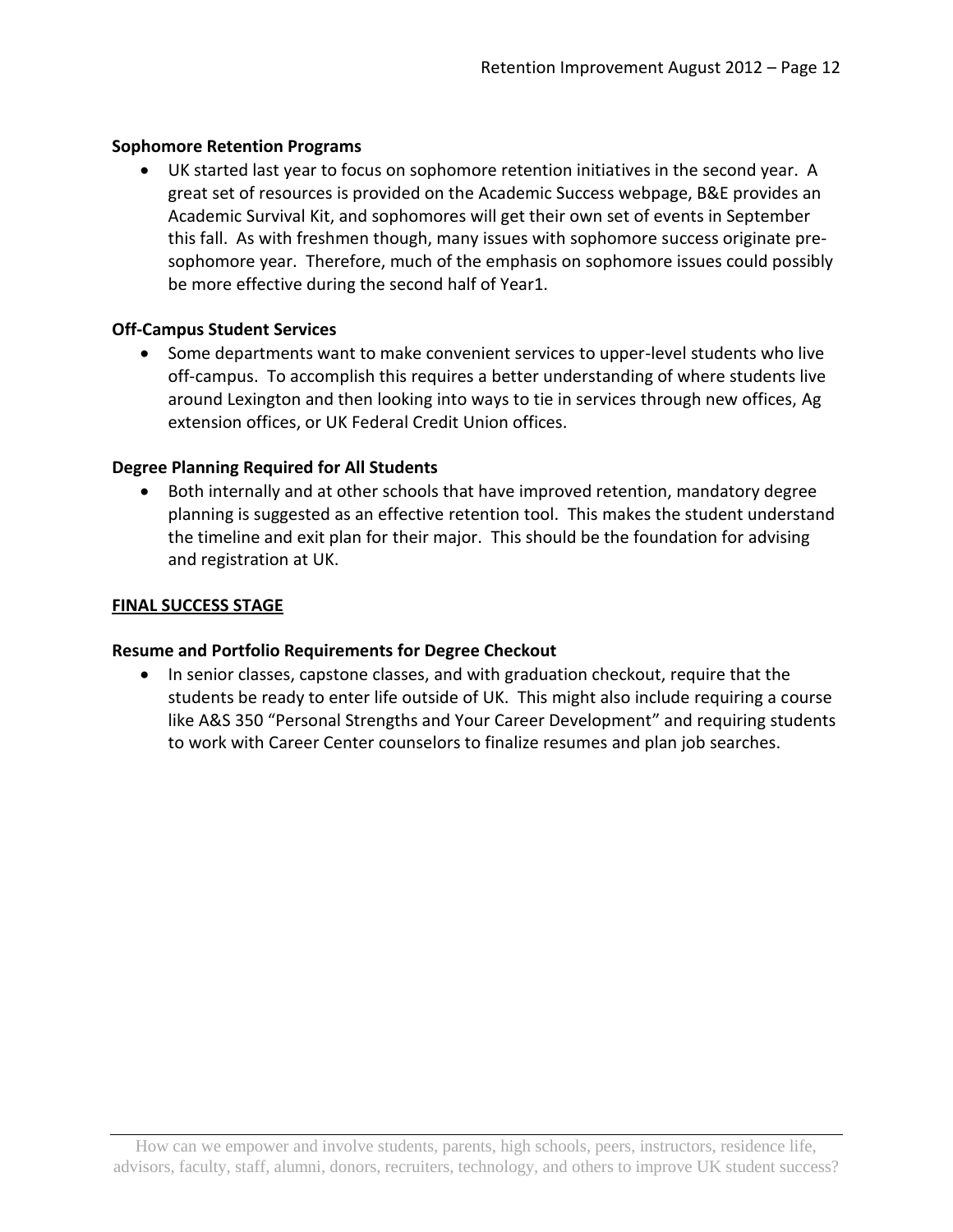**Sophomore Retention Programs**

- UK started last year to focus on sophomore retention initiatives in the second year. A great set of resources is provided on the Academic Success webpage, B&E provides an Academic Survival Kit, and sophomores will get their own set of events in September this fall. As with freshmen though, many issues with sophomore success originate pre-sophomore year. Therefore, much of the emphasis on sophomore issues could possibly be more effective during the second half of Year1.

**Off-Campus Student Services**

- Some departments want to make convenient services to upper-level students who live off-campus. To accomplish this requires a better understanding of where students live around Lexington and then looking into ways to tie in services through new offices, Ag extension offices, or UK Federal Credit Union offices.

**Degree Planning Required for All Students**

- Both internally and at other schools that have improved retention, mandatory degree planning is suggested as an effective retention tool. This makes the student understand the timeline and exit plan for their major. This should be the foundation for advising and registration at UK.

**<u>FINAL SUCCESS STAGE</u>**

**Resume and Portfolio Requirements for Degree Checkout**

- In senior classes, capstone classes, and with graduation checkout, require that the students be ready to enter life outside of UK. This might also include requiring a course like A&S 350 "Personal Strengths and Your Career Development" and requiring students to work with Career Center counselors to finalize resumes and plan job searches.